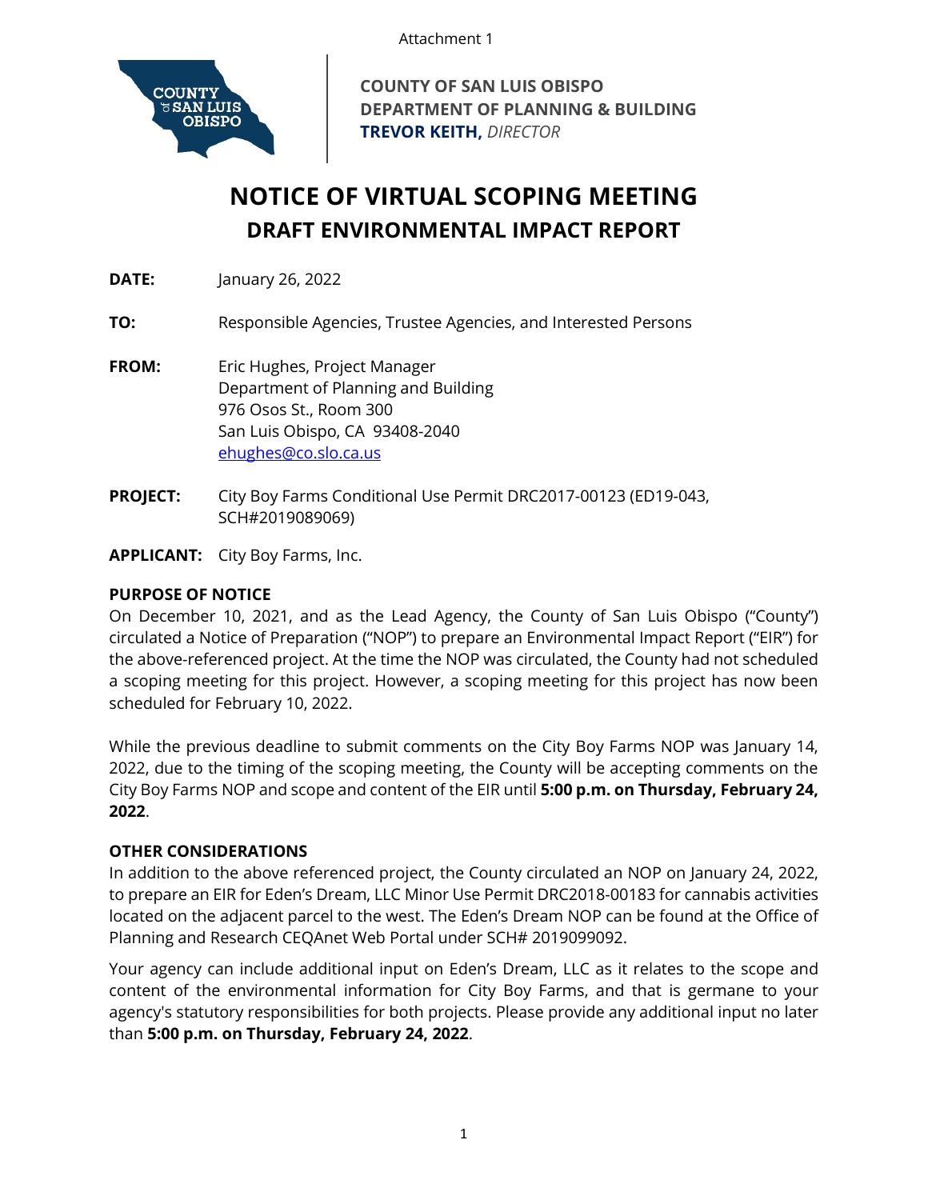Attachment 1

**COUNTY OF SAN LUIS OBISPO**
**DEPARTMENT OF PLANNING & BUILDING**
**TREVOR KEITH,** *DIRECTOR*

# NOTICE OF VIRTUAL SCOPING MEETING

## DRAFT ENVIRONMENTAL IMPACT REPORT

**DATE:** January 26, 2022

**TO:** Responsible Agencies, Trustee Agencies, and Interested Persons

**FROM:** Eric Hughes, Project Manager
Department of Planning and Building
976 Osos St., Room 300
San Luis Obispo, CA 93408-2040
ehughes@co.slo.ca.us

**PROJECT:** City Boy Farms Conditional Use Permit DRC2017-00123 (ED19-043, SCH#2019089069)

**APPLICANT:** City Boy Farms, Inc.

**PURPOSE OF NOTICE**

On December 10, 2021, and as the Lead Agency, the County of San Luis Obispo ("County") circulated a Notice of Preparation ("NOP") to prepare an Environmental Impact Report ("EIR") for the above-referenced project. At the time the NOP was circulated, the County had not scheduled a scoping meeting for this project. However, a scoping meeting for this project has now been scheduled for February 10, 2022.

While the previous deadline to submit comments on the City Boy Farms NOP was January 14, 2022, due to the timing of the scoping meeting, the County will be accepting comments on the City Boy Farms NOP and scope and content of the EIR until **5:00 p.m. on Thursday, February 24, 2022**.

**OTHER CONSIDERATIONS**

In addition to the above referenced project, the County circulated an NOP on January 24, 2022, to prepare an EIR for Eden's Dream, LLC Minor Use Permit DRC2018-00183 for cannabis activities located on the adjacent parcel to the west. The Eden's Dream NOP can be found at the Office of Planning and Research CEQAnet Web Portal under SCH# 2019099092.

Your agency can include additional input on Eden's Dream, LLC as it relates to the scope and content of the environmental information for City Boy Farms, and that is germane to your agency's statutory responsibilities for both projects. Please provide any additional input no later than **5:00 p.m. on Thursday, February 24, 2022**.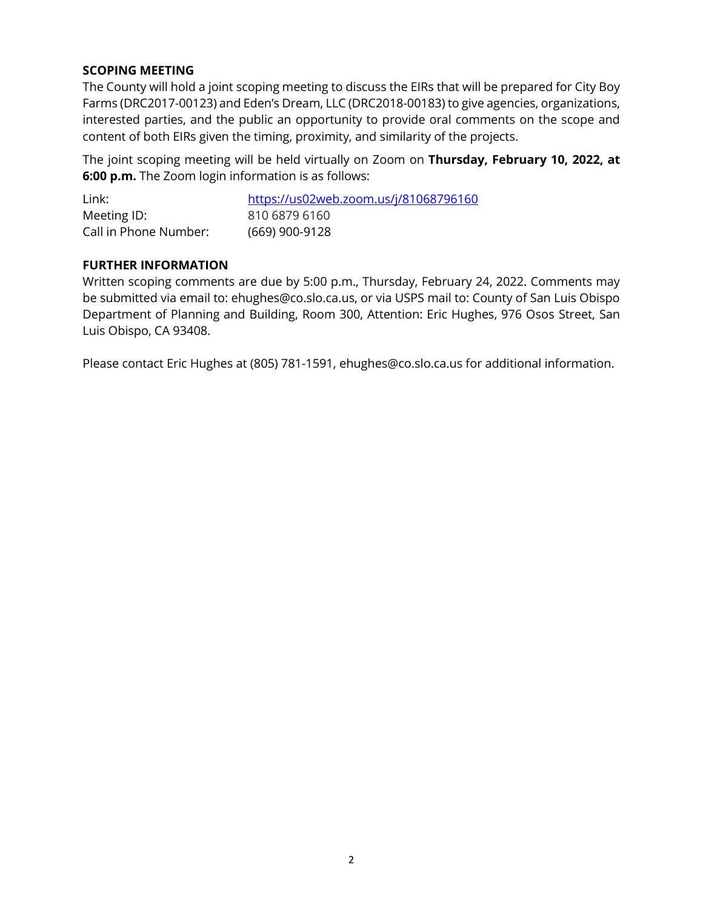## SCOPING MEETING

The County will hold a joint scoping meeting to discuss the EIRs that will be prepared for City Boy Farms (DRC2017-00123) and Eden's Dream, LLC (DRC2018-00183) to give agencies, organizations, interested parties, and the public an opportunity to provide oral comments on the scope and content of both EIRs given the timing, proximity, and similarity of the projects.

The joint scoping meeting will be held virtually on Zoom on **Thursday, February 10, 2022, at 6:00 p.m.** The Zoom login information is as follows:

| | |
|---|---|
| Link: | https://us02web.zoom.us/j/81068796160 |
| Meeting ID: | 810 6879 6160 |
| Call in Phone Number: | (669) 900-9128 |

## FURTHER INFORMATION

Written scoping comments are due by 5:00 p.m., Thursday, February 24, 2022. Comments may be submitted via email to: ehughes@co.slo.ca.us, or via USPS mail to: County of San Luis Obispo Department of Planning and Building, Room 300, Attention: Eric Hughes, 976 Osos Street, San Luis Obispo, CA 93408.

Please contact Eric Hughes at (805) 781-1591, ehughes@co.slo.ca.us for additional information.